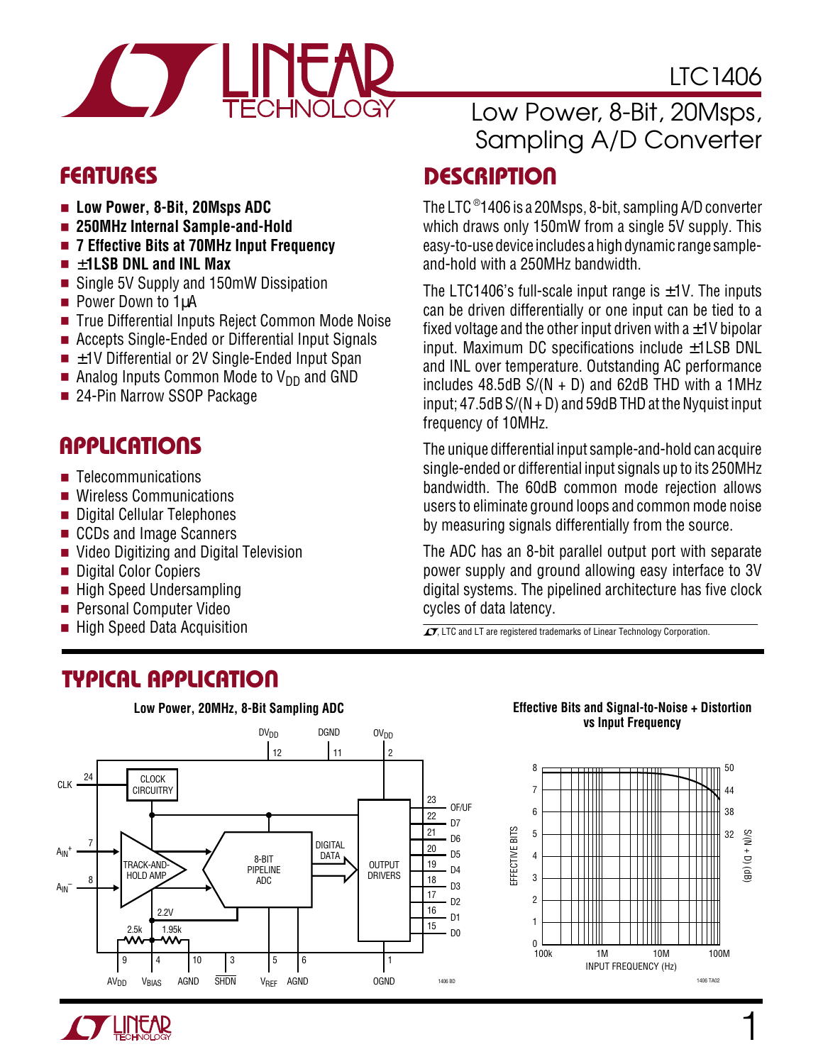# LTC1406

## Low Power, 8-Bit, 20Msps, Sampling A/D Converter

## FEATURES

- **Low Power, 8-Bit, 20Msps ADC**
- **250MHz Internal Sample-and-Hold**
- **7 Effective Bits at 70MHz Input Frequency**
- **±1LSB DNL and INL Max**
- Single 5V Supply and 150mW Dissipation
- Power Down to 1µA
- True Differential Inputs Reject Common Mode Noise
- Accepts Single-Ended or Differential Input Signals
- ±1V Differential or 2V Single-Ended Input Span
- Analog Inputs Common Mode to $V_{DD}$ and GND
- 24-Pin Narrow SSOP Package

## APPLICATIONS

- Telecommunications
- Wireless Communications
- Digital Cellular Telephones
- CCDs and Image Scanners
- Video Digitizing and Digital Television
- Digital Color Copiers
- High Speed Undersampling
- Personal Computer Video
- High Speed Data Acquisition

## DESCRIPTION

The LTC®1406 is a 20Msps, 8-bit, sampling A/D converter which draws only 150mW from a single 5V supply. This easy-to-use device includes a high dynamic range sample-and-hold with a 250MHz bandwidth.

The LTC1406's full-scale input range is ±1V. The inputs can be driven differentially or one input can be tied to a fixed voltage and the other input driven with a ±1V bipolar input. Maximum DC specifications include ±1LSB DNL and INL over temperature. Outstanding AC performance includes 48.5dB S/(N + D) and 62dB THD with a 1MHz input; 47.5dB S/(N + D) and 59dB THD at the Nyquist input frequency of 10MHz.

The unique differential input sample-and-hold can acquire single-ended or differential input signals up to its 250MHz bandwidth. The 60dB common mode rejection allows users to eliminate ground loops and common mode noise by measuring signals differentially from the source.

The ADC has an 8-bit parallel output port with separate power supply and ground allowing easy interface to 3V digital systems. The pipelined architecture has five clock cycles of data latency.

LTC and LT are registered trademarks of Linear Technology Corporation.

## TYPICAL APPLICATION

**Low Power, 20MHz, 8-Bit Sampling ADC**

**Effective Bits and Signal-to-Noise + Distortion vs Input Frequency**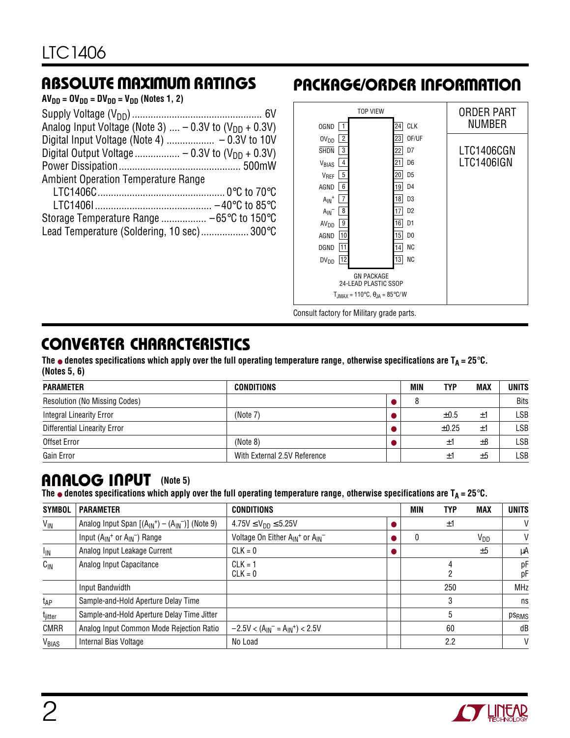## ABSOLUTE MAXIMUM RATINGS

$AV_{DD} = OV_{DD} = DV_{DD} = V_{DD}$ (Notes 1, 2)

Supply Voltage ($V_{DD}$) ............................................... 6V
Analog Input Voltage (Note 3) .... – 0.3V to ($V_{DD}$ + 0.3V)
Digital Input Voltage (Note 4) ................. – 0.3V to 10V
Digital Output Voltage ................ – 0.3V to ($V_{DD}$ + 0.3V)
Power Dissipation ............................................. 500mW
Ambient Operation Temperature Range
LTC1406C ................................................ 0°C to 70°C
LTC1406I ........................................... –40°C to 85°C
Storage Temperature Range ................. –65°C to 150°C
Lead Temperature (Soldering, 10 sec) ................. 300°C

## PACKAGE/ORDER INFORMATION

TOP VIEW

| Pin | Name | Pin | Name |
|---|---|---|---|
| 1 | OGND | 24 | CLK |
| 2 | $OV_{DD}$ | 23 | OF/UF |
| 3 | $\overline{SHDN}$ | 22 | D7 |
| 4 | $V_{BIAS}$ | 21 | D6 |
| 5 | $V_{REF}$ | 20 | D5 |
| 6 | AGND | 19 | D4 |
| 7 | $A_{IN}^+$ | 18 | D3 |
| 8 | $A_{IN}^-$ | 17 | D2 |
| 9 | $AV_{DD}$ | 16 | D1 |
| 10 | AGND | 15 | D0 |
| 11 | DGND | 14 | NC |
| 12 | $DV_{DD}$ | 13 | NC |

GN PACKAGE
24-LEAD PLASTIC SSOP
$T_{JMAX}$ = 110°C, $\theta_{JA}$ = 85°C/W

ORDER PART NUMBER

LTC1406CGN
LTC1406IGN

Consult factory for Military grade parts.

## CONVERTER CHARACTERISTICS

**The ● denotes specifications which apply over the full operating temperature range, otherwise specifications are $T_A$ = 25°C. (Notes 5, 6)**

| PARAMETER | CONDITIONS | | MIN | TYP | MAX | UNITS |
|---|---|---|---|---|---|---|
| Resolution (No Missing Codes) | | ● | 8 | | | Bits |
| Integral Linearity Error | (Note 7) | ● | | ±0.5 | ±1 | LSB |
| Differential Linearity Error | | ● | | ±0.25 | ±1 | LSB |
| Offset Error | (Note 8) | ● | | ±1 | ±8 | LSB |
| Gain Error | With External 2.5V Reference | | | ±1 | ±5 | LSB |

## ANALOG INPUT (Note 5)

**The ● denotes specifications which apply over the full operating temperature range, otherwise specifications are $T_A$ = 25°C.**

| SYMBOL | PARAMETER | CONDITIONS | | MIN | TYP | MAX | UNITS |
|---|---|---|---|---|---|---|---|
| $V_{IN}$ | Analog Input Span [($A_{IN}^+$) – ($A_{IN}^-$)] (Note 9) | 4.75V ≤ $V_{DD}$ ≤ 5.25V | ● | | ±1 | | V |
| | Input ($A_{IN}^+$ or $A_{IN}^-$) Range | Voltage On Either $A_{IN}^+$ or $A_{IN}^-$ | ● | 0 | | $V_{DD}$ | V |
| $I_{IN}$ | Analog Input Leakage Current | CLK = 0 | ● | | | ±5 | µA |
| $C_{IN}$ | Analog Input Capacitance | CLK = 1<br>CLK = 0 | | | 4<br>2 | | pF<br>pF |
| | Input Bandwidth | | | | 250 | | MHz |
| $t_{AP}$ | Sample-and-Hold Aperture Delay Time | | | | 3 | | ns |
| $t_{jitter}$ | Sample-and-Hold Aperture Delay Time Jitter | | | | 5 | | $ps_{RMS}$ |
| CMRR | Analog Input Common Mode Rejection Ratio | $-2.5V < (A_{IN}^- = A_{IN}^+) < 2.5V$ | | | 60 | | dB |
| $V_{BIAS}$ | Internal Bias Voltage | No Load | | | 2.2 | | V |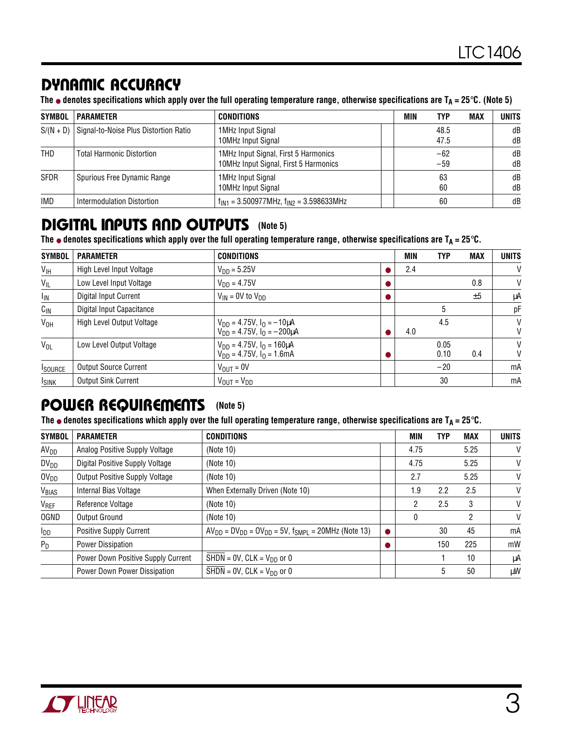## DYNAMIC ACCURACY

**The ● denotes specifications which apply over the full operating temperature range, otherwise specifications are $T_A$ = 25°C. (Note 5)**

| SYMBOL | PARAMETER | CONDITIONS | | MIN | TYP | MAX | UNITS |
|---|---|---|---|---|---|---|---|
| S/(N + D) | Signal-to-Noise Plus Distortion Ratio | 1MHz Input Signal<br>10MHz Input Signal | | | 48.5<br>47.5 | | dB<br>dB |
| THD | Total Harmonic Distortion | 1MHz Input Signal, First 5 Harmonics<br>10MHz Input Signal, First 5 Harmonics | | | –62<br>–59 | | dB<br>dB |
| SFDR | Spurious Free Dynamic Range | 1MHz Input Signal<br>10MHz Input Signal | | | 63<br>60 | | dB<br>dB |
| IMD | Intermodulation Distortion | $f_{IN1}$ = 3.500977MHz, $f_{IN2}$ = 3.598633MHz | | | 60 | | dB |

## DIGITAL INPUTS AND OUTPUTS (Note 5)

**The ● denotes specifications which apply over the full operating temperature range, otherwise specifications are $T_A$ = 25°C.**

| SYMBOL | PARAMETER | CONDITIONS | | MIN | TYP | MAX | UNITS |
|---|---|---|---|---|---|---|---|
| $V_{IH}$ | High Level Input Voltage | $V_{DD}$ = 5.25V | ● | 2.4 | | | V |
| $V_{IL}$ | Low Level Input Voltage | $V_{DD}$ = 4.75V | ● | | | 0.8 | V |
| $I_{IN}$ | Digital Input Current | $V_{IN}$ = 0V to $V_{DD}$ | ● | | | ±5 | µA |
| $C_{IN}$ | Digital Input Capacitance | | | | 5 | | pF |
| $V_{OH}$ | High Level Output Voltage | $V_{DD}$ = 4.75V, $I_O$ = –10µA<br>$V_{DD}$ = 4.75V, $I_O$ = –200µA | <br>● | <br>4.0 | 4.5 | | V<br>V |
| $V_{OL}$ | Low Level Output Voltage | $V_{DD}$ = 4.75V, $I_O$ = 160µA<br>$V_{DD}$ = 4.75V, $I_O$ = 1.6mA | <br>● | | 0.05<br>0.10 | <br>0.4 | V<br>V |
| $I_{SOURCE}$ | Output Source Current | $V_{OUT}$ = 0V | | | –20 | | mA |
| $I_{SINK}$ | Output Sink Current | $V_{OUT}$ = $V_{DD}$ | | | 30 | | mA |

## POWER REQUIREMENTS (Note 5)

**The ● denotes specifications which apply over the full operating temperature range, otherwise specifications are $T_A$ = 25°C.**

| SYMBOL | PARAMETER | CONDITIONS | | MIN | TYP | MAX | UNITS |
|---|---|---|---|---|---|---|---|
| $AV_{DD}$ | Analog Positive Supply Voltage | (Note 10) | | 4.75 | | 5.25 | V |
| $DV_{DD}$ | Digital Positive Supply Voltage | (Note 10) | | 4.75 | | 5.25 | V |
| $OV_{DD}$ | Output Positive Supply Voltage | (Note 10) | | 2.7 | | 5.25 | V |
| $V_{BIAS}$ | Internal Bias Voltage | When Externally Driven (Note 10) | | 1.9 | 2.2 | 2.5 | V |
| $V_{REF}$ | Reference Voltage | (Note 10) | | 2 | 2.5 | 3 | V |
| OGND | Output Ground | (Note 10) | | 0 | | 2 | V |
| $I_{DD}$ | Positive Supply Current | $AV_{DD}$ = $DV_{DD}$ = $OV_{DD}$ = 5V, $f_{SMPL}$ = 20MHz (Note 13) | ● | | 30 | 45 | mA |
| $P_D$ | Power Dissipation | | ● | | 150 | 225 | mW |
| | Power Down Positive Supply Current | $\overline{SHDN}$ = 0V, CLK = $V_{DD}$ or 0 | | | 1 | 10 | µA |
| | Power Down Power Dissipation | $\overline{SHDN}$ = 0V, CLK = $V_{DD}$ or 0 | | | 5 | 50 | µW |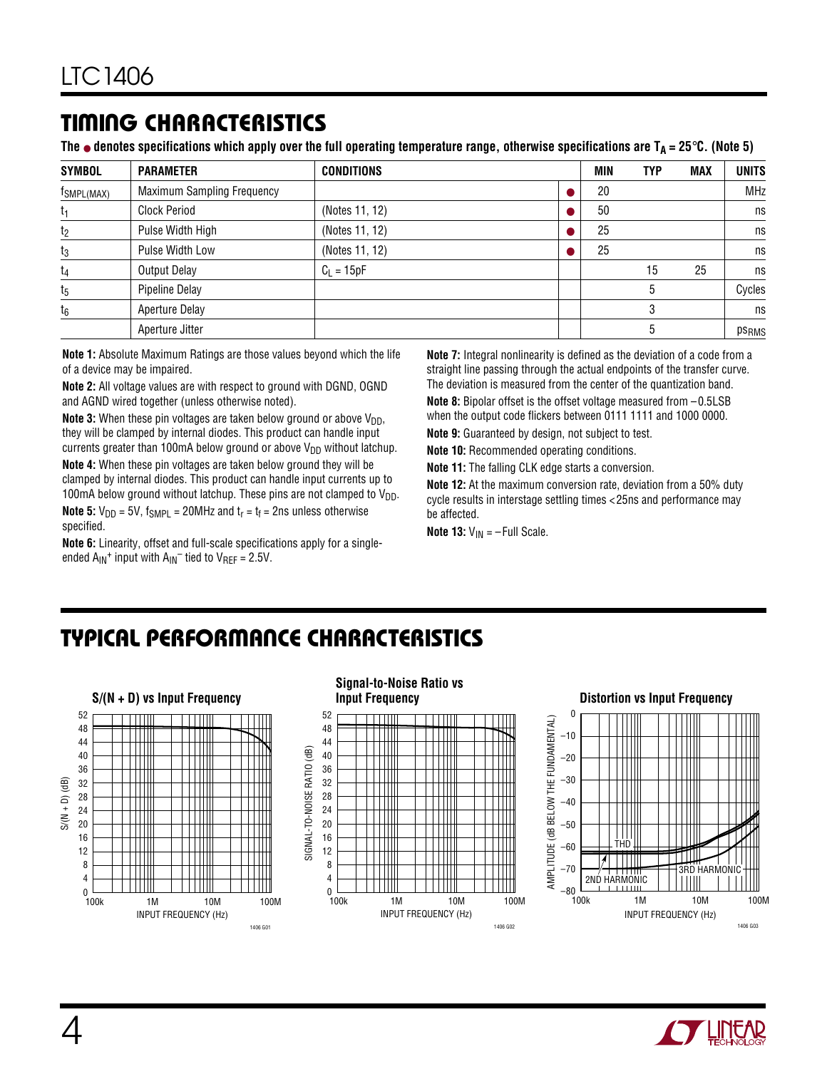## TIMING CHARACTERISTICS

**The ● denotes specifications which apply over the full operating temperature range, otherwise specifications are $T_A = 25°C$. (Note 5)**

| SYMBOL | PARAMETER | CONDITIONS | | MIN | TYP | MAX | UNITS |
|---|---|---|---|---|---|---|---|
| $f_{SMPL(MAX)}$ | Maximum Sampling Frequency | | ● | 20 | | | MHz |
| $t_1$ | Clock Period | (Notes 11, 12) | ● | 50 | | | ns |
| $t_2$ | Pulse Width High | (Notes 11, 12) | ● | 25 | | | ns |
| $t_3$ | Pulse Width Low | (Notes 11, 12) | ● | 25 | | | ns |
| $t_4$ | Output Delay | $C_L = 15pF$ | | | 15 | 25 | ns |
| $t_5$ | Pipeline Delay | | | | 5 | | Cycles |
| $t_6$ | Aperture Delay | | | | 3 | | ns |
| | Aperture Jitter | | | | 5 | | $ps_{RMS}$ |

**Note 1:** Absolute Maximum Ratings are those values beyond which the life of a device may be impaired.

**Note 2:** All voltage values are with respect to ground with DGND, OGND and AGND wired together (unless otherwise noted).

**Note 3:** When these pin voltages are taken below ground or above $V_{DD}$, they will be clamped by internal diodes. This product can handle input currents greater than 100mA below ground or above $V_{DD}$ without latchup.

**Note 4:** When these pin voltages are taken below ground they will be clamped by internal diodes. This product can handle input currents up to 100mA below ground without latchup. These pins are not clamped to $V_{DD}$.

**Note 5:** $V_{DD} = 5V$, $f_{SMPL} = 20MHz$ and $t_r = t_f = 2ns$ unless otherwise specified.

**Note 6:** Linearity, offset and full-scale specifications apply for a single-ended $A_{IN}^+$ input with $A_{IN}^-$ tied to $V_{REF} = 2.5V$.

**Note 7:** Integral nonlinearity is defined as the deviation of a code from a straight line passing through the actual endpoints of the transfer curve. The deviation is measured from the center of the quantization band.

**Note 8:** Bipolar offset is the offset voltage measured from –0.5LSB when the output code flickers between 0111 1111 and 1000 0000.

**Note 9:** Guaranteed by design, not subject to test.

**Note 10:** Recommended operating conditions.

**Note 11:** The falling CLK edge starts a conversion.

**Note 12:** At the maximum conversion rate, deviation from a 50% duty cycle results in interstage settling times <25ns and performance may be affected.

**Note 13:** $V_{IN}$ = –Full Scale.

## TYPICAL PERFORMANCE CHARACTERISTICS

**S/(N + D) vs Input Frequency**

**Signal-to-Noise Ratio vs Input Frequency**

**Distortion vs Input Frequency**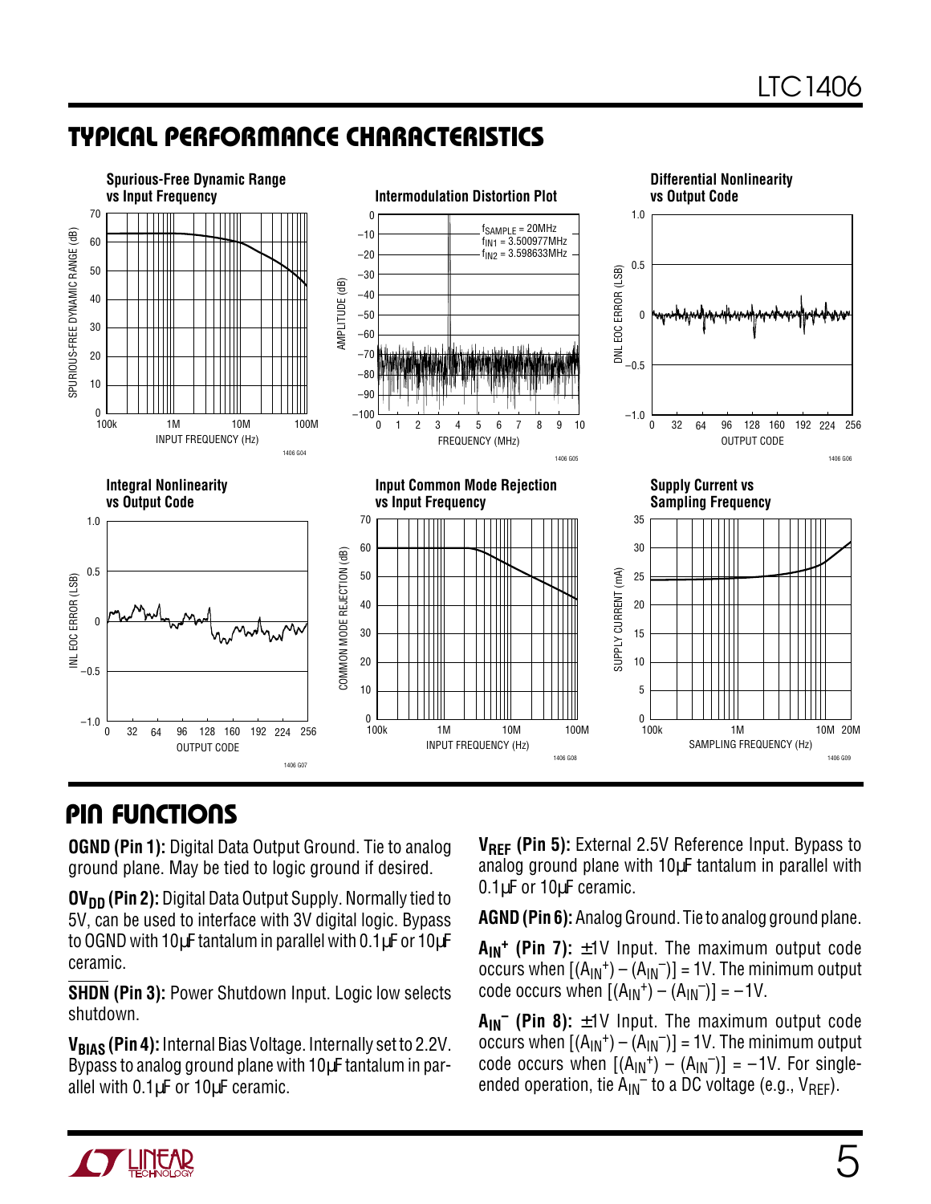## TYPICAL PERFORMANCE CHARACTERISTICS

**Spurious-Free Dynamic Range vs Input Frequency**

**Intermodulation Distortion Plot**

$f_{SAMPLE}$ = 20MHz
$f_{IN1}$ = 3.500977MHz
$f_{IN2}$ = 3.598633MHz

**Differential Nonlinearity vs Output Code**

**Integral Nonlinearity vs Output Code**

**Input Common Mode Rejection vs Input Frequency**

**Supply Current vs Sampling Frequency**

## PIN FUNCTIONS

**OGND (Pin 1):** Digital Data Output Ground. Tie to analog ground plane. May be tied to logic ground if desired.

**$OV_{DD}$ (Pin 2):** Digital Data Output Supply. Normally tied to 5V, can be used to interface with 3V digital logic. Bypass to OGND with 10µF tantalum in parallel with 0.1µF or 10µF ceramic.

**$\overline{SHDN}$ (Pin 3):** Power Shutdown Input. Logic low selects shutdown.

**$V_{BIAS}$ (Pin 4):** Internal Bias Voltage. Internally set to 2.2V. Bypass to analog ground plane with 10µF tantalum in parallel with 0.1µF or 10µF ceramic.

**$V_{REF}$ (Pin 5):** External 2.5V Reference Input. Bypass to analog ground plane with 10µF tantalum in parallel with 0.1µF or 10µF ceramic.

**AGND (Pin 6):** Analog Ground. Tie to analog ground plane.

**$A_{IN}^+$ (Pin 7):** ±1V Input. The maximum output code occurs when $[(A_{IN}^+) – (A_{IN}^–)] = 1V$. The minimum output code occurs when $[(A_{IN}^+) – (A_{IN}^–)] = –1V$.

**$A_{IN}^–$ (Pin 8):** ±1V Input. The maximum output code occurs when $[(A_{IN}^+) – (A_{IN}^–)] = 1V$. The minimum output code occurs when $[(A_{IN}^+) – (A_{IN}^–)] = –1V$. For single-ended operation, tie $A_{IN}^–$ to a DC voltage (e.g., $V_{REF}$).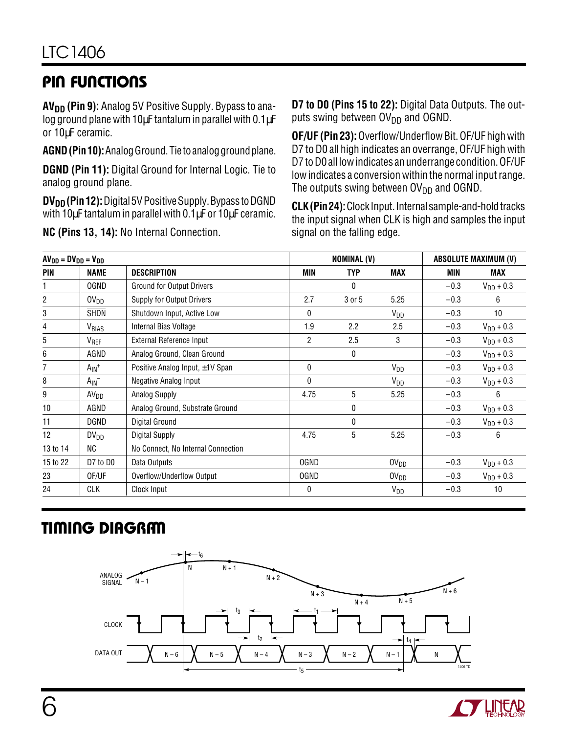## PIN FUNCTIONS

**$AV_{DD}$ (Pin 9):** Analog 5V Positive Supply. Bypass to analog ground plane with 10µF tantalum in parallel with 0.1µF or 10µF ceramic.

**AGND (Pin 10):** Analog Ground. Tie to analog ground plane.

**DGND (Pin 11):** Digital Ground for Internal Logic. Tie to analog ground plane.

**$DV_{DD}$ (Pin 12):** Digital 5V Positive Supply. Bypass to DGND with 10µF tantalum in parallel with 0.1µF or 10µF ceramic.

**NC (Pins 13, 14):** No Internal Connection.

**D7 to D0 (Pins 15 to 22):** Digital Data Outputs. The outputs swing between $OV_{DD}$ and OGND.

**OF/UF (Pin 23):** Overflow/Underflow Bit. OF/UF high with D7 to D0 all high indicates an overrange, OF/UF high with D7 to D0 all low indicates an underrange condition. OF/UF low indicates a conversion within the normal input range. The outputs swing between $OV_{DD}$ and OGND.

**CLK (Pin 24):** Clock Input. Internal sample-and-hold tracks the input signal when CLK is high and samples the input signal on the falling edge.

| $AV_{DD} = DV_{DD} = V_{DD}$ | | | NOMINAL (V) | | | ABSOLUTE MAXIMUM (V) | |
|---|---|---|---|---|---|---|---|
| PIN | NAME | DESCRIPTION | MIN | TYP | MAX | MIN | MAX |
| 1 | OGND | Ground for Output Drivers | | 0 | | −0.3 | $V_{DD}$ + 0.3 |
| 2 | $OV_{DD}$ | Supply for Output Drivers | 2.7 | 3 or 5 | 5.25 | −0.3 | 6 |
| 3 | $\overline{SHDN}$ | Shutdown Input, Active Low | 0 | | $V_{DD}$ | −0.3 | 10 |
| 4 | $V_{BIAS}$ | Internal Bias Voltage | 1.9 | 2.2 | 2.5 | −0.3 | $V_{DD}$ + 0.3 |
| 5 | $V_{REF}$ | External Reference Input | 2 | 2.5 | 3 | −0.3 | $V_{DD}$ + 0.3 |
| 6 | AGND | Analog Ground, Clean Ground | | 0 | | −0.3 | $V_{DD}$ + 0.3 |
| 7 | $A_{IN}^+$ | Positive Analog Input, ±1V Span | 0 | | $V_{DD}$ | −0.3 | $V_{DD}$ + 0.3 |
| 8 | $A_{IN}^-$ | Negative Analog Input | 0 | | $V_{DD}$ | −0.3 | $V_{DD}$ + 0.3 |
| 9 | $AV_{DD}$ | Analog Supply | 4.75 | 5 | 5.25 | −0.3 | 6 |
| 10 | AGND | Analog Ground, Substrate Ground | | 0 | | −0.3 | $V_{DD}$ + 0.3 |
| 11 | DGND | Digital Ground | | 0 | | −0.3 | $V_{DD}$ + 0.3 |
| 12 | $DV_{DD}$ | Digital Supply | 4.75 | 5 | 5.25 | −0.3 | 6 |
| 13 to 14 | NC | No Connect, No Internal Connection | | | | | |
| 15 to 22 | D7 to D0 | Data Outputs | OGND | | $OV_{DD}$ | −0.3 | $V_{DD}$ + 0.3 |
| 23 | OF/UF | Overflow/Underflow Output | OGND | | $OV_{DD}$ | −0.3 | $V_{DD}$ + 0.3 |
| 24 | CLK | Clock Input | 0 | | $V_{DD}$ | −0.3 | 10 |

## TIMING DIAGRAM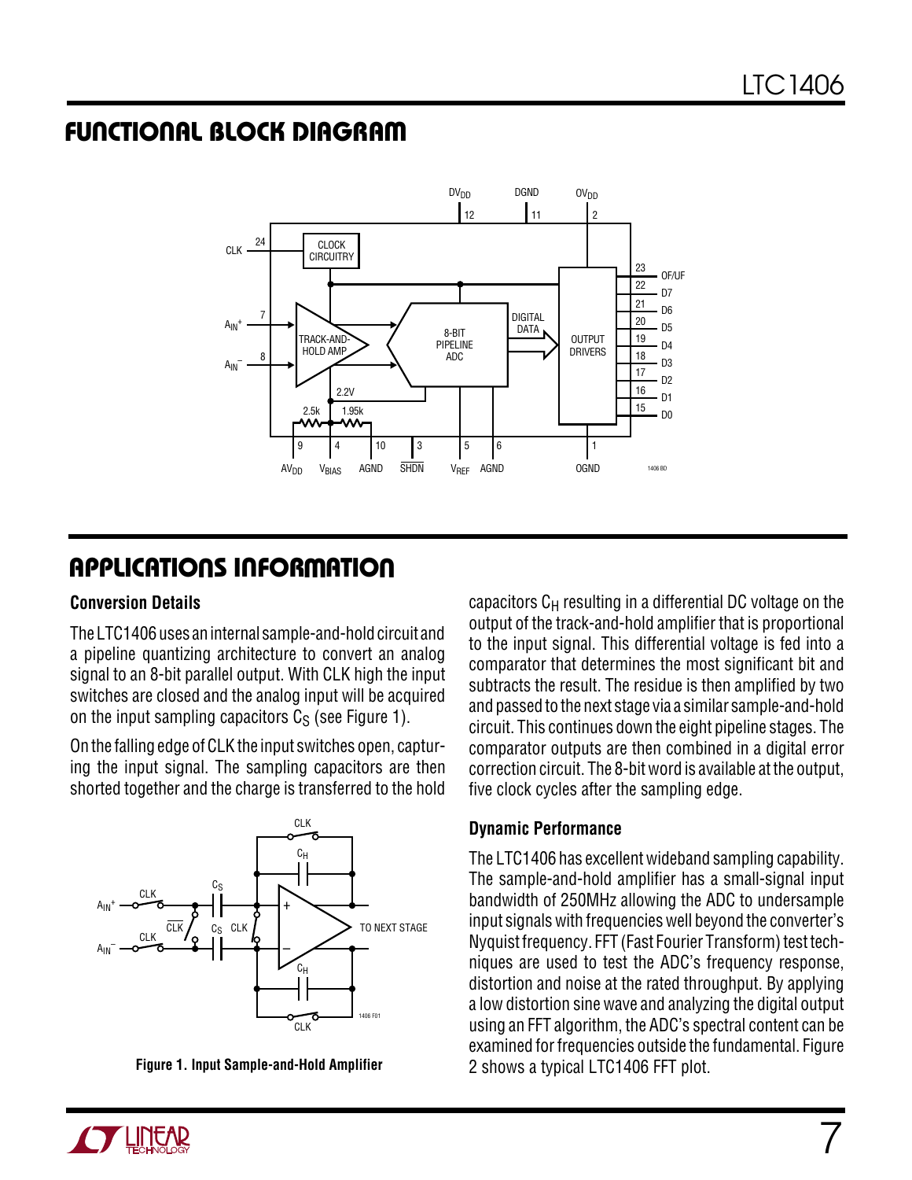## FUNCTIONAL BLOCK DIAGRAM

## APPLICATIONS INFORMATION

### Conversion Details

The LTC1406 uses an internal sample-and-hold circuit and a pipeline quantizing architecture to convert an analog signal to an 8-bit parallel output. With CLK high the input switches are closed and the analog input will be acquired on the input sampling capacitors $C_S$ (see Figure 1).

On the falling edge of CLK the input switches open, capturing the input signal. The sampling capacitors are then shorted together and the charge is transferred to the hold capacitors $C_H$ resulting in a differential DC voltage on the output of the track-and-hold amplifier that is proportional to the input signal. This differential voltage is fed into a comparator that determines the most significant bit and subtracts the result. The residue is then amplified by two and passed to the next stage via a similar sample-and-hold circuit. This continues down the eight pipeline stages. The comparator outputs are then combined in a digital error correction circuit. The 8-bit word is available at the output, five clock cycles after the sampling edge.

**Figure 1. Input Sample-and-Hold Amplifier**

### Dynamic Performance

The LTC1406 has excellent wideband sampling capability. The sample-and-hold amplifier has a small-signal input bandwidth of 250MHz allowing the ADC to undersample input signals with frequencies well beyond the converter's Nyquist frequency. FFT (Fast Fourier Transform) test techniques are used to test the ADC's frequency response, distortion and noise at the rated throughput. By applying a low distortion sine wave and analyzing the digital output using an FFT algorithm, the ADC's spectral content can be examined for frequencies outside the fundamental. Figure 2 shows a typical LTC1406 FFT plot.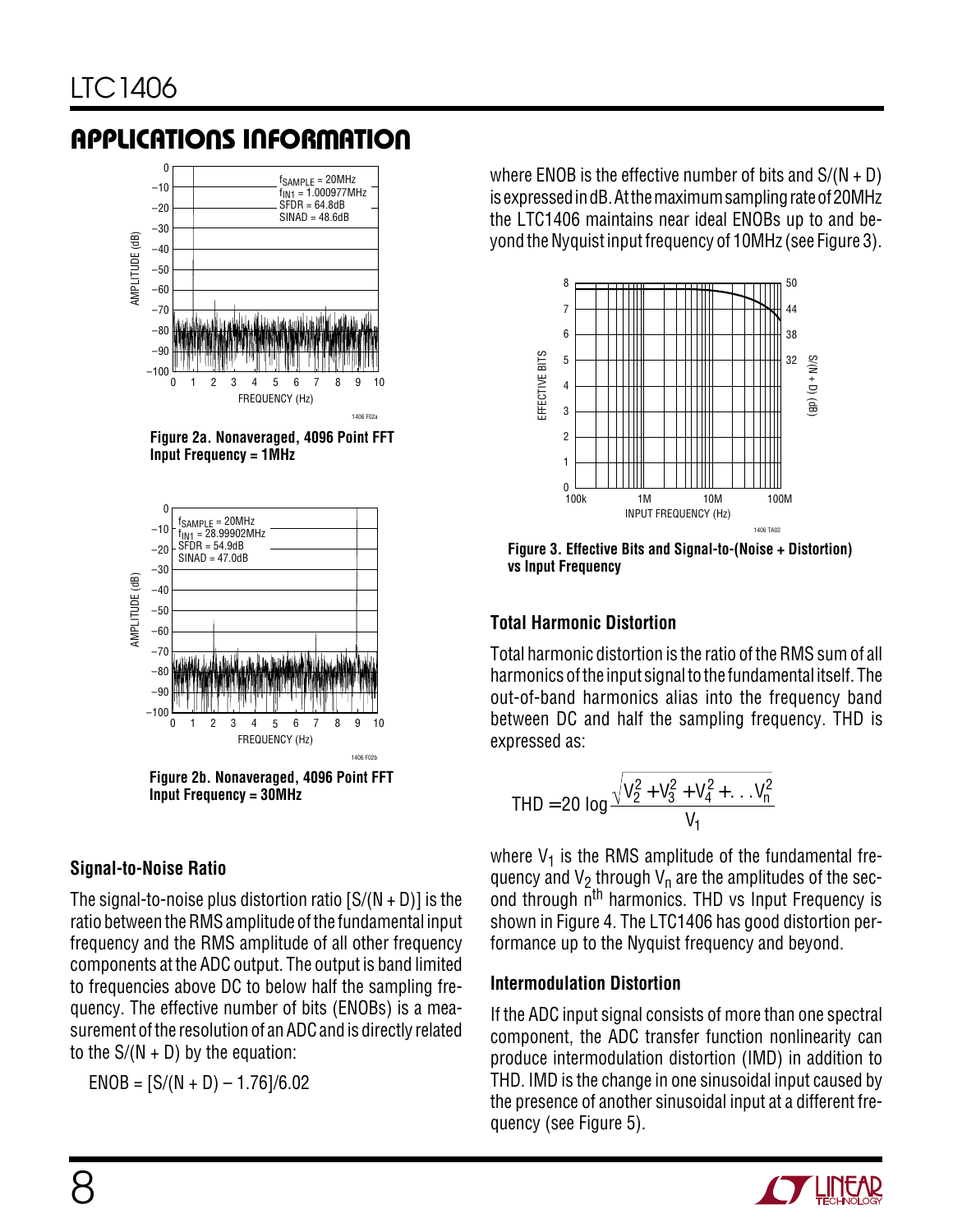## APPLICATIONS INFORMATION

Figure 2a. Nonaveraged, 4096 Point FFT Input Frequency = 1MHz

Figure 2b. Nonaveraged, 4096 Point FFT Input Frequency = 30MHz

### Signal-to-Noise Ratio

The signal-to-noise plus distortion ratio [S/(N + D)] is the ratio between the RMS amplitude of the fundamental input frequency and the RMS amplitude of all other frequency components at the ADC output. The output is band limited to frequencies above DC to below half the sampling frequency. The effective number of bits (ENOBs) is a measurement of the resolution of an ADC and is directly related to the S/(N + D) by the equation:

$$ENOB = [S/(N + D) – 1.76]/6.02$$

where ENOB is the effective number of bits and S/(N + D) is expressed in dB. At the maximum sampling rate of 20MHz the LTC1406 maintains near ideal ENOBs up to and beyond the Nyquist input frequency of 10MHz (see Figure 3).

Figure 3. Effective Bits and Signal-to-(Noise + Distortion) vs Input Frequency

### Total Harmonic Distortion

Total harmonic distortion is the ratio of the RMS sum of all harmonics of the input signal to the fundamental itself. The out-of-band harmonics alias into the frequency band between DC and half the sampling frequency. THD is expressed as:

$$THD = 20 \log \frac{\sqrt{V_2^2 + V_3^2 + V_4^2 + \ldots V_n^2}}{V_1}$$

where $V_1$ is the RMS amplitude of the fundamental frequency and $V_2$ through $V_n$ are the amplitudes of the second through $n^{th}$ harmonics. THD vs Input Frequency is shown in Figure 4. The LTC1406 has good distortion performance up to the Nyquist frequency and beyond.

### Intermodulation Distortion

If the ADC input signal consists of more than one spectral component, the ADC transfer function nonlinearity can produce intermodulation distortion (IMD) in addition to THD. IMD is the change in one sinusoidal input caused by the presence of another sinusoidal input at a different frequency (see Figure 5).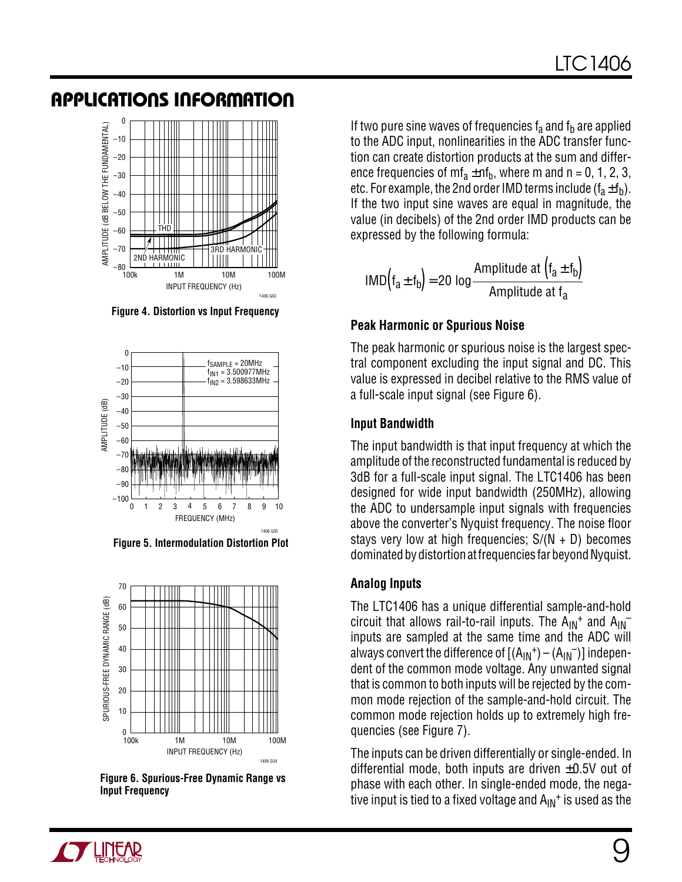## APPLICATIONS INFORMATION

Figure 4. Distortion vs Input Frequency

Figure 5. Intermodulation Distortion Plot

Figure 6. Spurious-Free Dynamic Range vs Input Frequency

If two pure sine waves of frequencies $f_a$ and $f_b$ are applied to the ADC input, nonlinearities in the ADC transfer function can create distortion products at the sum and difference frequencies of $mf_a \pm nf_b$, where m and n = 0, 1, 2, 3, etc. For example, the 2nd order IMD terms include $(f_a \pm f_b)$. If the two input sine waves are equal in magnitude, the value (in decibels) of the 2nd order IMD products can be expressed by the following formula:

$$IMD\left(f_a \pm f_b\right) = 20\log\frac{\text{Amplitude at }\left(f_a \pm f_b\right)}{\text{Amplitude at } f_a}$$

### Peak Harmonic or Spurious Noise

The peak harmonic or spurious noise is the largest spectral component excluding the input signal and DC. This value is expressed in decibel relative to the RMS value of a full-scale input signal (see Figure 6).

### Input Bandwidth

The input bandwidth is that input frequency at which the amplitude of the reconstructed fundamental is reduced by 3dB for a full-scale input signal. The LTC1406 has been designed for wide input bandwidth (250MHz), allowing the ADC to undersample input signals with frequencies above the converter's Nyquist frequency. The noise floor stays very low at high frequencies; S/(N + D) becomes dominated by distortion at frequencies far beyond Nyquist.

### Analog Inputs

The LTC1406 has a unique differential sample-and-hold circuit that allows rail-to-rail inputs. The $A_{IN}^+$ and $A_{IN}^-$ inputs are sampled at the same time and the ADC will always convert the difference of $[(A_{IN}^+) - (A_{IN}^-)]$ independent of the common mode voltage. Any unwanted signal that is common to both inputs will be rejected by the common mode rejection of the sample-and-hold circuit. The common mode rejection holds up to extremely high frequencies (see Figure 7).

The inputs can be driven differentially or single-ended. In differential mode, both inputs are driven ±0.5V out of phase with each other. In single-ended mode, the negative input is tied to a fixed voltage and $A_{IN}^+$ is used as the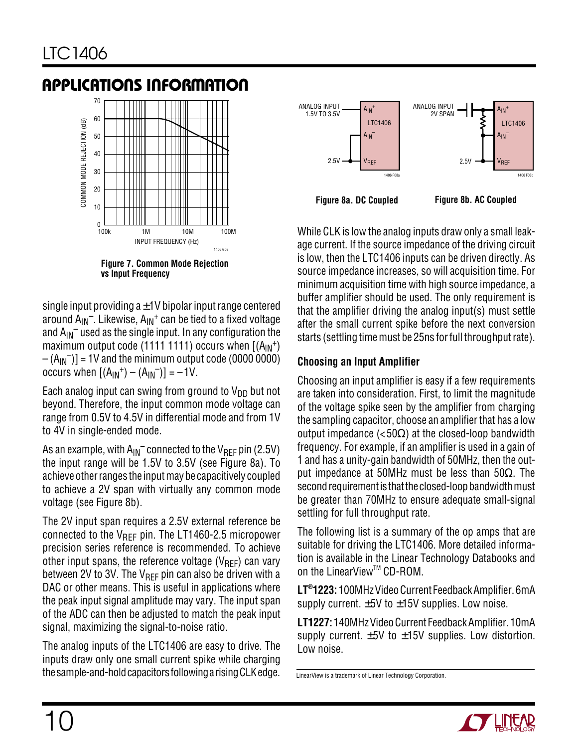## APPLICATIONS INFORMATION

Figure 7. Common Mode Rejection vs Input Frequency

single input providing a ±1V bipolar input range centered around $A_{IN}^-$. Likewise, $A_{IN}^+$ can be tied to a fixed voltage and $A_{IN}^-$ used as the single input. In any configuration the maximum output code (1111 1111) occurs when $[(A_{IN}^+) - (A_{IN}^-)] = 1V$ and the minimum output code (0000 0000) occurs when $[(A_{IN}^+) - (A_{IN}^-)] = -1V$.

Each analog input can swing from ground to $V_{DD}$ but not beyond. Therefore, the input common mode voltage can range from 0.5V to 4.5V in differential mode and from 1V to 4V in single-ended mode.

As an example, with $A_{IN}^-$ connected to the $V_{REF}$ pin (2.5V) the input range will be 1.5V to 3.5V (see Figure 8a). To achieve other ranges the input may be capacitively coupled to achieve a 2V span with virtually any common mode voltage (see Figure 8b).

The 2V input span requires a 2.5V external reference be connected to the $V_{REF}$ pin. The LT1460-2.5 micropower precision series reference is recommended. To achieve other input spans, the reference voltage ($V_{REF}$) can vary between 2V to 3V. The $V_{REF}$ pin can also be driven with a DAC or other means. This is useful in applications where the peak input signal amplitude may vary. The input span of the ADC can then be adjusted to match the peak input signal, maximizing the signal-to-noise ratio.

The analog inputs of the LTC1406 are easy to drive. The inputs draw only one small current spike while charging the sample-and-hold capacitors following a rising CLK edge.

Figure 8a. DC Coupled

Figure 8b. AC Coupled

While CLK is low the analog inputs draw only a small leakage current. If the source impedance of the driving circuit is low, then the LTC1406 inputs can be driven directly. As source impedance increases, so will acquisition time. For minimum acquisition time with high source impedance, a buffer amplifier should be used. The only requirement is that the amplifier driving the analog input(s) must settle after the small current spike before the next conversion starts (settling time must be 25ns for full throughput rate).

### Choosing an Input Amplifier

Choosing an input amplifier is easy if a few requirements are taken into consideration. First, to limit the magnitude of the voltage spike seen by the amplifier from charging the sampling capacitor, choose an amplifier that has a low output impedance (<50Ω) at the closed-loop bandwidth frequency. For example, if an amplifier is used in a gain of 1 and has a unity-gain bandwidth of 50MHz, then the output impedance at 50MHz must be less than 50Ω. The second requirement is that the closed-loop bandwidth must be greater than 70MHz to ensure adequate small-signal settling for full throughput rate.

The following list is a summary of the op amps that are suitable for driving the LTC1406. More detailed information is available in the Linear Technology Databooks and on the LinearView™ CD-ROM.

**LT®1223:** 100MHz Video Current Feedback Amplifier. 6mA supply current. ±5V to ±15V supplies. Low noise.

**LT1227:** 140MHz Video Current Feedback Amplifier. 10mA supply current. ±5V to ±15V supplies. Low distortion. Low noise.

LinearView is a trademark of Linear Technology Corporation.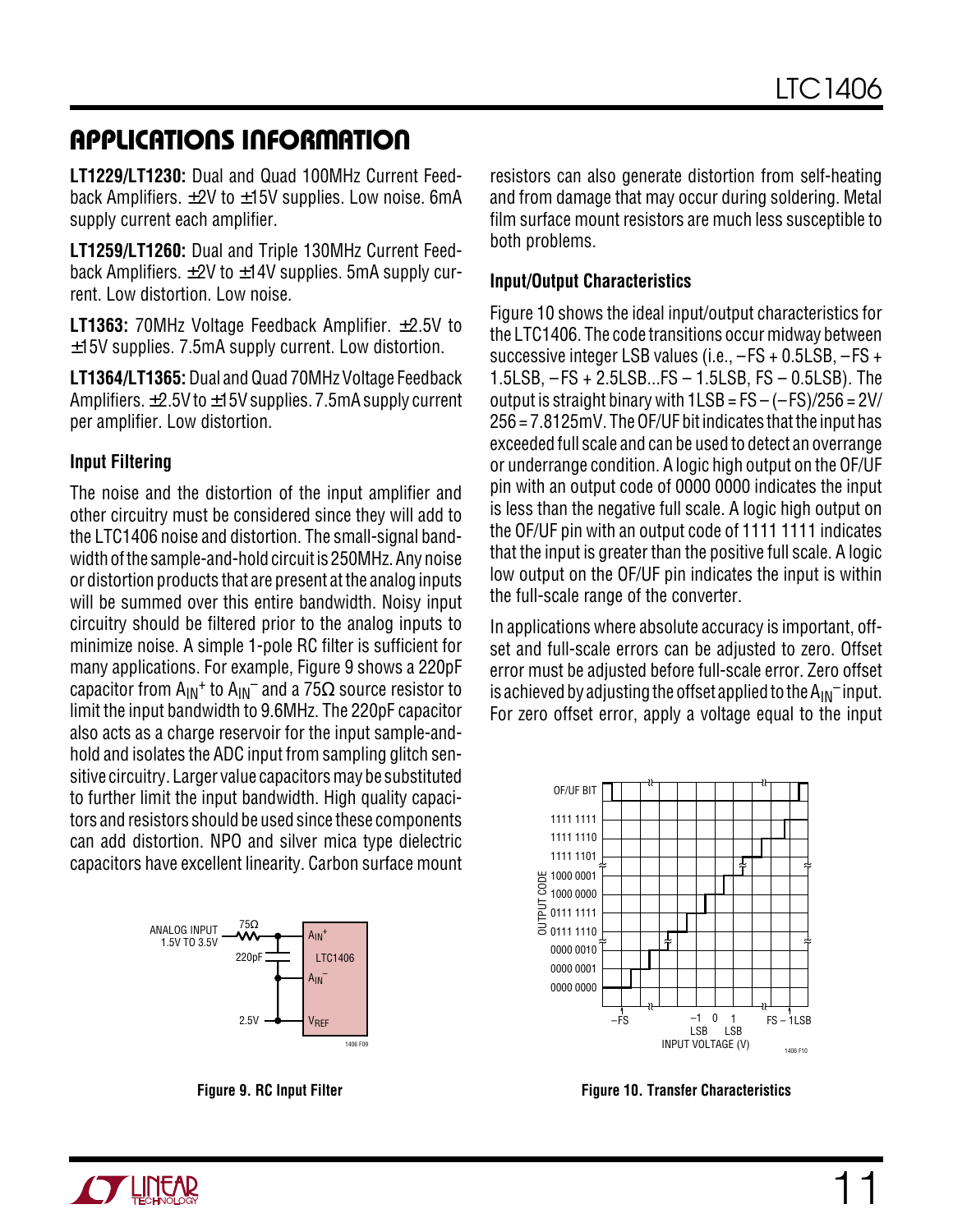## APPLICATIONS INFORMATION

**LT1229/LT1230:** Dual and Quad 100MHz Current Feedback Amplifiers. ±2V to ±15V supplies. Low noise. 6mA supply current each amplifier.

**LT1259/LT1260:** Dual and Triple 130MHz Current Feedback Amplifiers. ±2V to ±14V supplies. 5mA supply current. Low distortion. Low noise.

**LT1363:** 70MHz Voltage Feedback Amplifier. ±2.5V to ±15V supplies. 7.5mA supply current. Low distortion.

**LT1364/LT1365:** Dual and Quad 70MHz Voltage Feedback Amplifiers. ±2.5V to ±15V supplies. 7.5mA supply current per amplifier. Low distortion.

### Input Filtering

The noise and the distortion of the input amplifier and other circuitry must be considered since they will add to the LTC1406 noise and distortion. The small-signal bandwidth of the sample-and-hold circuit is 250MHz. Any noise or distortion products that are present at the analog inputs will be summed over this entire bandwidth. Noisy input circuitry should be filtered prior to the analog inputs to minimize noise. A simple 1-pole RC filter is sufficient for many applications. For example, Figure 9 shows a 220pF capacitor from $A_{IN}^+$ to $A_{IN}^-$ and a 75Ω source resistor to limit the input bandwidth to 9.6MHz. The 220pF capacitor also acts as a charge reservoir for the input sample-and-hold and isolates the ADC input from sampling glitch sensitive circuitry. Larger value capacitors may be substituted to further limit the input bandwidth. High quality capacitors and resistors should be used since these components can add distortion. NPO and silver mica type dielectric capacitors have excellent linearity. Carbon surface mount resistors can also generate distortion from self-heating and from damage that may occur during soldering. Metal film surface mount resistors are much less susceptible to both problems.

Figure 9. RC Input Filter

### Input/Output Characteristics

Figure 10 shows the ideal input/output characteristics for the LTC1406. The code transitions occur midway between successive integer LSB values (i.e., –FS + 0.5LSB, –FS + 1.5LSB, –FS + 2.5LSB...FS – 1.5LSB, FS – 0.5LSB). The output is straight binary with 1LSB = FS – (–FS)/256 = 2V/256 = 7.8125mV. The OF/UF bit indicates that the input has exceeded full scale and can be used to detect an overrange or underrange condition. A logic high output on the OF/UF pin with an output code of 0000 0000 indicates the input is less than the negative full scale. A logic high output on the OF/UF pin with an output code of 1111 1111 indicates that the input is greater than the positive full scale. A logic low output on the OF/UF pin indicates the input is within the full-scale range of the converter.

In applications where absolute accuracy is important, offset and full-scale errors can be adjusted to zero. Offset error must be adjusted before full-scale error. Zero offset is achieved by adjusting the offset applied to the $A_{IN}^-$ input. For zero offset error, apply a voltage equal to the input

Figure 10. Transfer Characteristics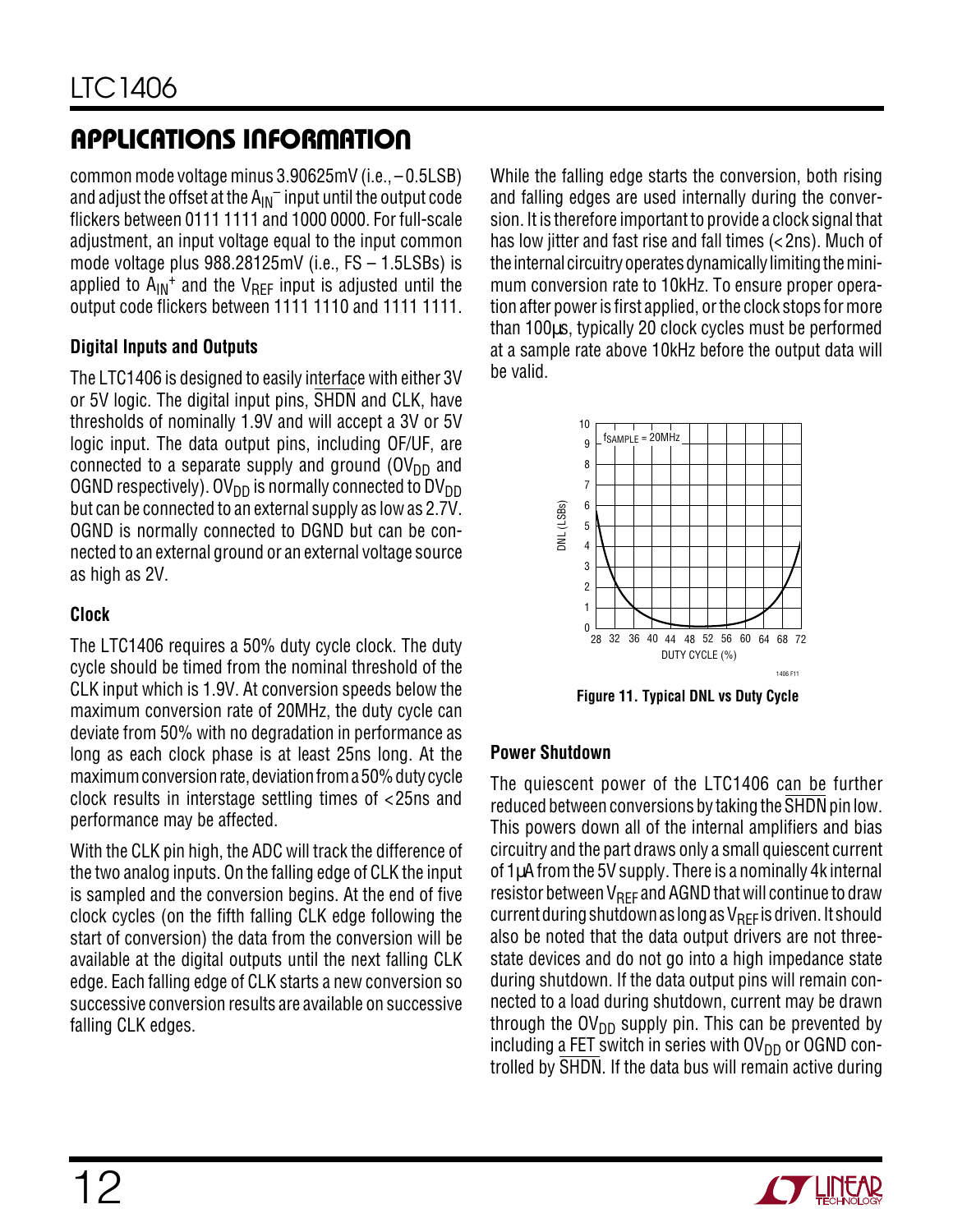## APPLICATIONS INFORMATION

common mode voltage minus 3.90625mV (i.e., –0.5LSB) and adjust the offset at the $A_{IN}^-$ input until the output code flickers between 0111 1111 and 1000 0000. For full-scale adjustment, an input voltage equal to the input common mode voltage plus 988.28125mV (i.e., FS – 1.5LSBs) is applied to $A_{IN}^+$ and the $V_{REF}$ input is adjusted until the output code flickers between 1111 1110 and 1111 1111.

### Digital Inputs and Outputs

The LTC1406 is designed to easily interface with either 3V or 5V logic. The digital input pins, $\overline{SHDN}$ and CLK, have thresholds of nominally 1.9V and will accept a 3V or 5V logic input. The data output pins, including OF/UF, are connected to a separate supply and ground ($OV_{DD}$ and OGND respectively). $OV_{DD}$ is normally connected to $DV_{DD}$ but can be connected to an external supply as low as 2.7V. OGND is normally connected to DGND but can be connected to an external ground or an external voltage source as high as 2V.

### Clock

The LTC1406 requires a 50% duty cycle clock. The duty cycle should be timed from the nominal threshold of the CLK input which is 1.9V. At conversion speeds below the maximum conversion rate of 20MHz, the duty cycle can deviate from 50% with no degradation in performance as long as each clock phase is at least 25ns long. At the maximum conversion rate, deviation from a 50% duty cycle clock results in interstage settling times of <25ns and performance may be affected.

With the CLK pin high, the ADC will track the difference of the two analog inputs. On the falling edge of CLK the input is sampled and the conversion begins. At the end of five clock cycles (on the fifth falling CLK edge following the start of conversion) the data from the conversion will be available at the digital outputs until the next falling CLK edge. Each falling edge of CLK starts a new conversion so successive conversion results are available on successive falling CLK edges.

While the falling edge starts the conversion, both rising and falling edges are used internally during the conversion. It is therefore important to provide a clock signal that has low jitter and fast rise and fall times (<2ns). Much of the internal circuitry operates dynamically limiting the minimum conversion rate to 10kHz. To ensure proper operation after power is first applied, or the clock stops for more than 100µs, typically 20 clock cycles must be performed at a sample rate above 10kHz before the output data will be valid.

**Figure 11. Typical DNL vs Duty Cycle**

### Power Shutdown

The quiescent power of the LTC1406 can be further reduced between conversions by taking the $\overline{SHDN}$ pin low. This powers down all of the internal amplifiers and bias circuitry and the part draws only a small quiescent current of 1µA from the 5V supply. There is a nominally 4k internal resistor between $V_{REF}$ and AGND that will continue to draw current during shutdown as long as $V_{REF}$ is driven. It should also be noted that the data output drivers are not three-state devices and do not go into a high impedance state during shutdown. If the data output pins will remain connected to a load during shutdown, current may be drawn through the $OV_{DD}$ supply pin. This can be prevented by including a FET switch in series with $OV_{DD}$ or OGND controlled by $\overline{SHDN}$. If the data bus will remain active during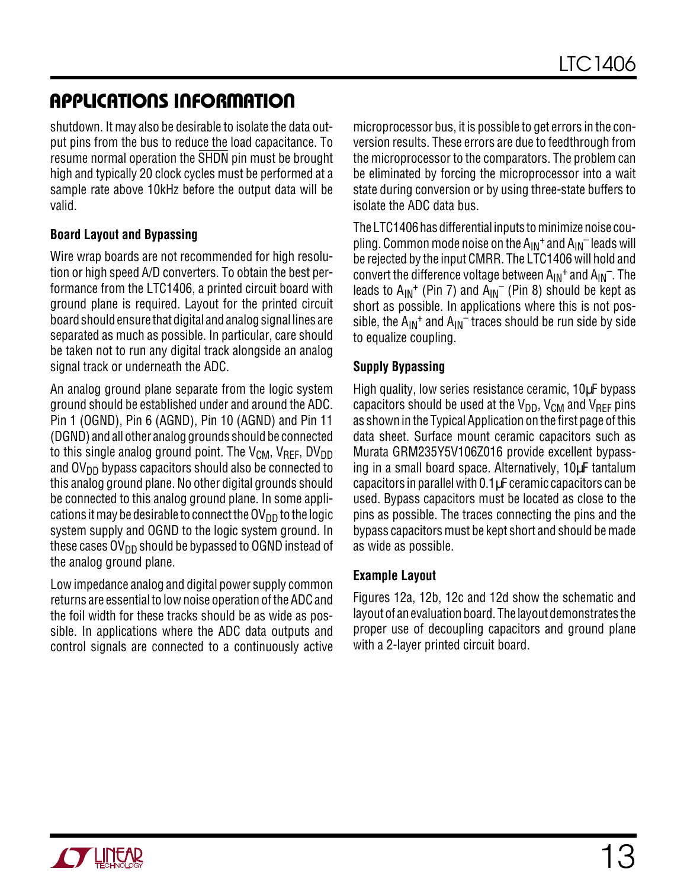## APPLICATIONS INFORMATION

shutdown. It may also be desirable to isolate the data output pins from the bus to reduce the load capacitance. To resume normal operation the $\overline{SHDN}$ pin must be brought high and typically 20 clock cycles must be performed at a sample rate above 10kHz before the output data will be valid.

### Board Layout and Bypassing

Wire wrap boards are not recommended for high resolution or high speed A/D converters. To obtain the best performance from the LTC1406, a printed circuit board with ground plane is required. Layout for the printed circuit board should ensure that digital and analog signal lines are separated as much as possible. In particular, care should be taken not to run any digital track alongside an analog signal track or underneath the ADC.

An analog ground plane separate from the logic system ground should be established under and around the ADC. Pin 1 (OGND), Pin 6 (AGND), Pin 10 (AGND) and Pin 11 (DGND) and all other analog grounds should be connected to this single analog ground point. The $V_{CM}$, $V_{REF}$, $DV_{DD}$ and $OV_{DD}$ bypass capacitors should also be connected to this analog ground plane. No other digital grounds should be connected to this analog ground plane. In some applications it may be desirable to connect the $OV_{DD}$ to the logic system supply and OGND to the logic system ground. In these cases $OV_{DD}$ should be bypassed to OGND instead of the analog ground plane.

Low impedance analog and digital power supply common returns are essential to low noise operation of the ADC and the foil width for these tracks should be as wide as possible. In applications where the ADC data outputs and control signals are connected to a continuously active microprocessor bus, it is possible to get errors in the conversion results. These errors are due to feedthrough from the microprocessor to the comparators. The problem can be eliminated by forcing the microprocessor into a wait state during conversion or by using three-state buffers to isolate the ADC data bus.

The LTC1406 has differential inputs to minimize noise coupling. Common mode noise on the $A_{IN}^+$ and $A_{IN}^-$ leads will be rejected by the input CMRR. The LTC1406 will hold and convert the difference voltage between $A_{IN}^+$ and $A_{IN}^-$. The leads to $A_{IN}^+$ (Pin 7) and $A_{IN}^-$ (Pin 8) should be kept as short as possible. In applications where this is not possible, the $A_{IN}^+$ and $A_{IN}^-$ traces should be run side by side to equalize coupling.

### Supply Bypassing

High quality, low series resistance ceramic, 10µF bypass capacitors should be used at the $V_{DD}$, $V_{CM}$ and $V_{REF}$ pins as shown in the Typical Application on the first page of this data sheet. Surface mount ceramic capacitors such as Murata GRM235Y5V106Z016 provide excellent bypassing in a small board space. Alternatively, 10µF tantalum capacitors in parallel with 0.1µF ceramic capacitors can be used. Bypass capacitors must be located as close to the pins as possible. The traces connecting the pins and the bypass capacitors must be kept short and should be made as wide as possible.

### Example Layout

Figures 12a, 12b, 12c and 12d show the schematic and layout of an evaluation board. The layout demonstrates the proper use of decoupling capacitors and ground plane with a 2-layer printed circuit board.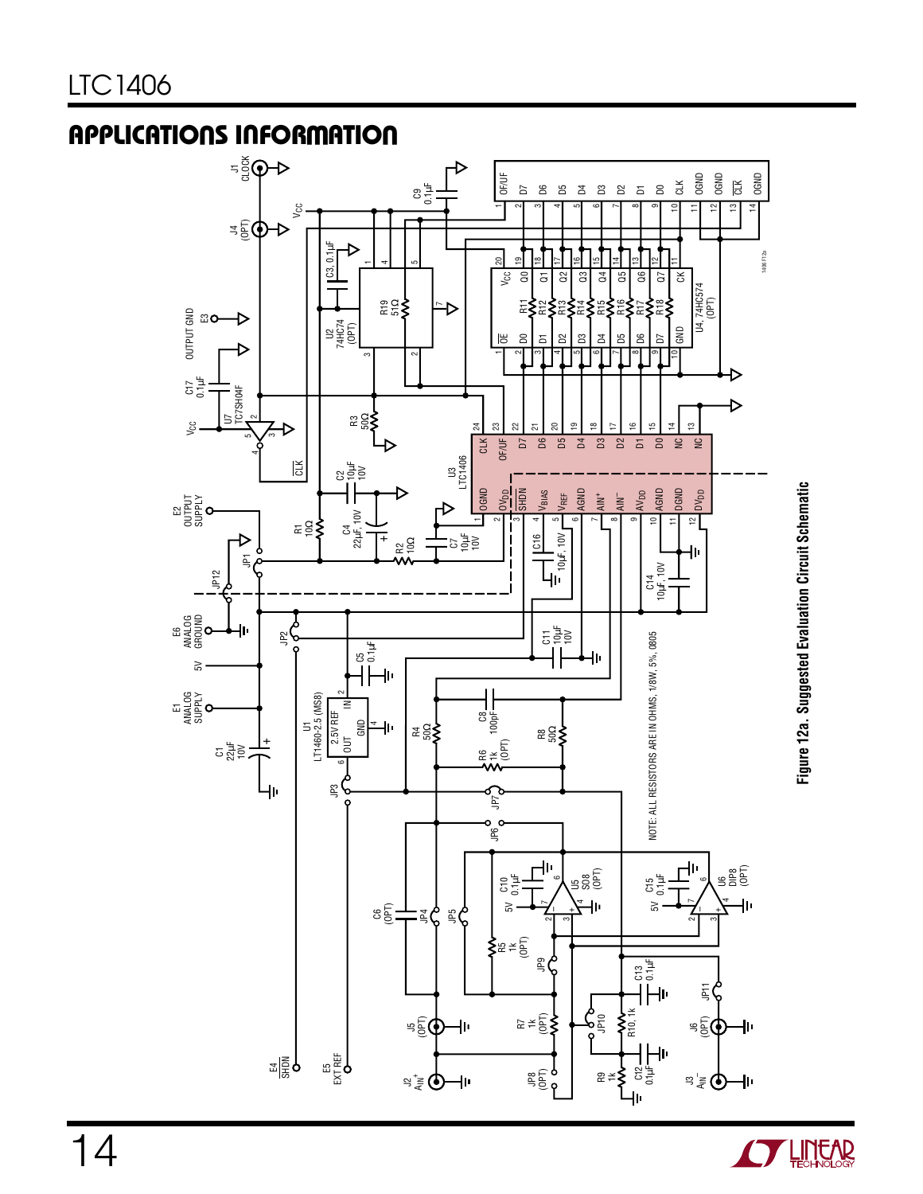## APPLICATIONS INFORMATION

NOTE: ALL RESISTORS ARE IN OHMS, 1/8W, 5%, 0805

Figure 12a. Suggested Evaluation Circuit Schematic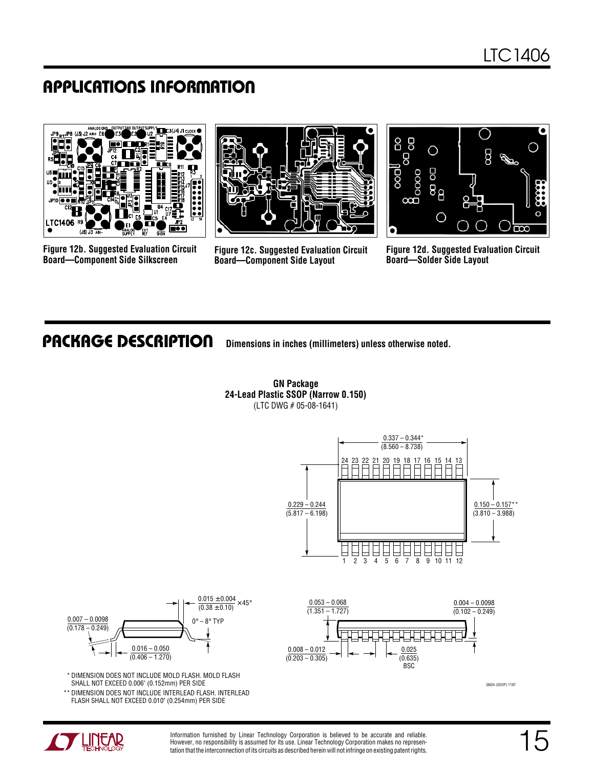## APPLICATIONS INFORMATION

Figure 12b. Suggested Evaluation Circuit Board—Component Side Silkscreen

Figure 12c. Suggested Evaluation Circuit Board—Component Side Layout

Figure 12d. Suggested Evaluation Circuit Board—Solder Side Layout

## PACKAGE DESCRIPTION

**Dimensions in inches (millimeters) unless otherwise noted.**

**GN Package**
**24-Lead Plastic SSOP (Narrow 0.150)**
(LTC DWG # 05-08-1641)

0.337 – 0.344*
(8.560 – 8.738)

24 23 22 21 20 19 18 17 16 15 14 13

0.229 – 0.244
(5.817 – 6.198)

0.150 – 0.157**
(3.810 – 3.988)

1 2 3 4 5 6 7 8 9 10 11 12

0.015 ±0.004
(0.38 ±0.10) × 45°

0.007 – 0.0098
(0.178 – 0.249)

0° – 8° TYP

0.016 – 0.050
(0.406 – 1.270)

0.053 – 0.068
(1.351 – 1.727)

0.004 – 0.0098
(0.102 – 0.249)

0.008 – 0.012
(0.203 – 0.305)

0.025
(0.635)
BSC

\* DIMENSION DOES NOT INCLUDE MOLD FLASH. MOLD FLASH SHALL NOT EXCEED 0.006" (0.152mm) PER SIDE

\*\* DIMENSION DOES NOT INCLUDE INTERLEAD FLASH. INTERLEAD FLASH SHALL NOT EXCEED 0.010" (0.254mm) PER SIDE

GN24 (SSOP) 1197

Information furnished by Linear Technology Corporation is believed to be accurate and reliable. However, no responsibility is assumed for its use. Linear Technology Corporation makes no representation that the interconnection of its circuits as described herein will not infringe on existing patent rights.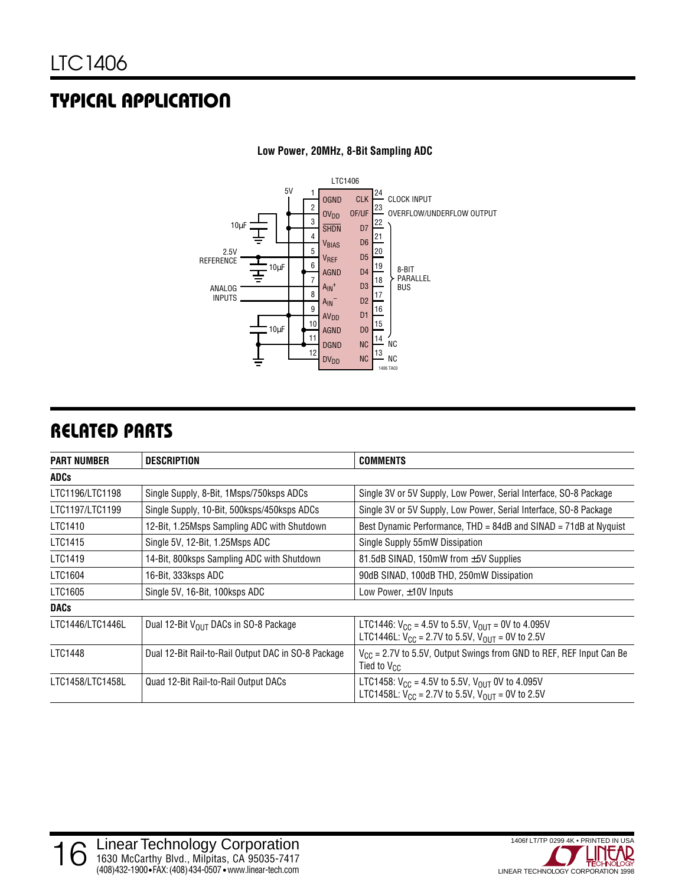## TYPICAL APPLICATION

**Low Power, 20MHz, 8-Bit Sampling ADC**

LTC1406
5V
10µF
2.5V REFERENCE
10µF
ANALOG INPUTS
10µF
1 OGND
2 $OV_{DD}$
3 $\overline{SHDN}$
4 $V_{BIAS}$
5 $V_{REF}$
6 AGND
7 $A_{IN}^+$
8 $A_{IN}^-$
9 $AV_{DD}$
10 AGND
11 DGND
12 $DV_{DD}$
24 CLK — CLOCK INPUT
23 OF/UF — OVERFLOW/UNDERFLOW OUTPUT
22 D7
21 D6
20 D5
19 D4
18 D3
17 D2
16 D1
15 D0
8-BIT PARALLEL BUS
14 NC — NC
13 NC — NC
1406 TA03

## RELATED PARTS

| PART NUMBER | DESCRIPTION | COMMENTS |
|---|---|---|
| **ADCs** | | |
| LTC1196/LTC1198 | Single Supply, 8-Bit, 1Msps/750ksps ADCs | Single 3V or 5V Supply, Low Power, Serial Interface, SO-8 Package |
| LTC1197/LTC1199 | Single Supply, 10-Bit, 500ksps/450ksps ADCs | Single 3V or 5V Supply, Low Power, Serial Interface, SO-8 Package |
| LTC1410 | 12-Bit, 1.25Msps Sampling ADC with Shutdown | Best Dynamic Performance, THD = 84dB and SINAD = 71dB at Nyquist |
| LTC1415 | Single 5V, 12-Bit, 1.25Msps ADC | Single Supply 55mW Dissipation |
| LTC1419 | 14-Bit, 800ksps Sampling ADC with Shutdown | 81.5dB SINAD, 150mW from ±5V Supplies |
| LTC1604 | 16-Bit, 333ksps ADC | 90dB SINAD, 100dB THD, 250mW Dissipation |
| LTC1605 | Single 5V, 16-Bit, 100ksps ADC | Low Power, ±10V Inputs |
| **DACs** | | |
| LTC1446/LTC1446L | Dual 12-Bit $V_{OUT}$ DACs in SO-8 Package | LTC1446: $V_{CC}$ = 4.5V to 5.5V, $V_{OUT}$ = 0V to 4.095V<br>LTC1446L: $V_{CC}$ = 2.7V to 5.5V, $V_{OUT}$ = 0V to 2.5V |
| LTC1448 | Dual 12-Bit Rail-to-Rail Output DAC in SO-8 Package | $V_{CC}$ = 2.7V to 5.5V, Output Swings from GND to REF, REF Input Can Be Tied to $V_{CC}$ |
| LTC1458/LTC1458L | Quad 12-Bit Rail-to-Rail Output DACs | LTC1458: $V_{CC}$ = 4.5V to 5.5V, $V_{OUT}$ 0V to 4.095V<br>LTC1458L: $V_{CC}$ = 2.7V to 5.5V, $V_{OUT}$ = 0V to 2.5V |

Linear Technology Corporation
1630 McCarthy Blvd., Milpitas, CA 95035-7417
(408)432-1900 • FAX: (408) 434-0507 • www.linear-tech.com

1406f LT/TP 0299 4K • PRINTED IN USA
© LINEAR TECHNOLOGY CORPORATION 1998